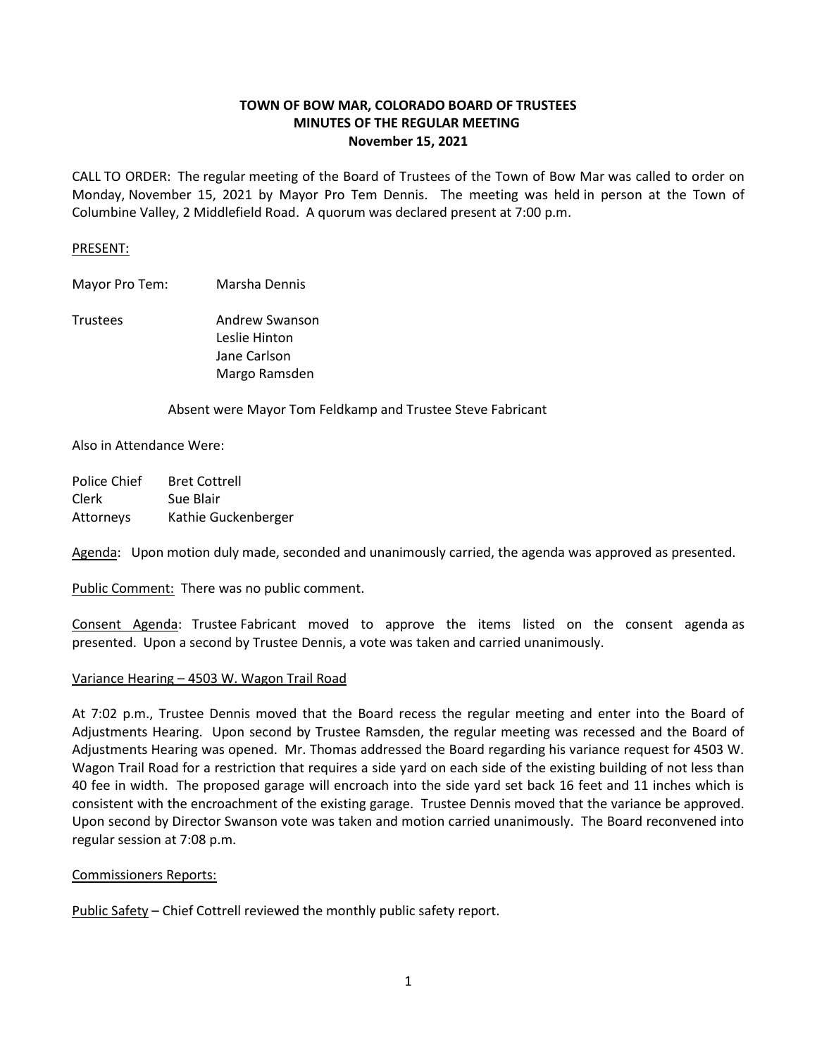**TOWN OF BOW MAR, COLORADO BOARD OF TRUSTEES**
**MINUTES OF THE REGULAR MEETING**
**November 15, 2021**

CALL TO ORDER: The regular meeting of the Board of Trustees of the Town of Bow Mar was called to order on Monday, November 15, 2021 by Mayor Pro Tem Dennis. The meeting was held in person at the Town of Columbine Valley, 2 Middlefield Road. A quorum was declared present at 7:00 p.m.

PRESENT:

Mayor Pro Tem: Marsha Dennis

Trustees: Andrew Swanson
Leslie Hinton
Jane Carlson
Margo Ramsden

Absent were Mayor Tom Feldkamp and Trustee Steve Fabricant

Also in Attendance Were:

Police Chief Bret Cottrell
Clerk Sue Blair
Attorneys Kathie Guckenberger

Agenda: Upon motion duly made, seconded and unanimously carried, the agenda was approved as presented.

Public Comment: There was no public comment.

Consent Agenda: Trustee Fabricant moved to approve the items listed on the consent agenda as presented. Upon a second by Trustee Dennis, a vote was taken and carried unanimously.

Variance Hearing – 4503 W. Wagon Trail Road

At 7:02 p.m., Trustee Dennis moved that the Board recess the regular meeting and enter into the Board of Adjustments Hearing. Upon second by Trustee Ramsden, the regular meeting was recessed and the Board of Adjustments Hearing was opened. Mr. Thomas addressed the Board regarding his variance request for 4503 W. Wagon Trail Road for a restriction that requires a side yard on each side of the existing building of not less than 40 fee in width. The proposed garage will encroach into the side yard set back 16 feet and 11 inches which is consistent with the encroachment of the existing garage. Trustee Dennis moved that the variance be approved. Upon second by Director Swanson vote was taken and motion carried unanimously. The Board reconvened into regular session at 7:08 p.m.

Commissioners Reports:

Public Safety – Chief Cottrell reviewed the monthly public safety report.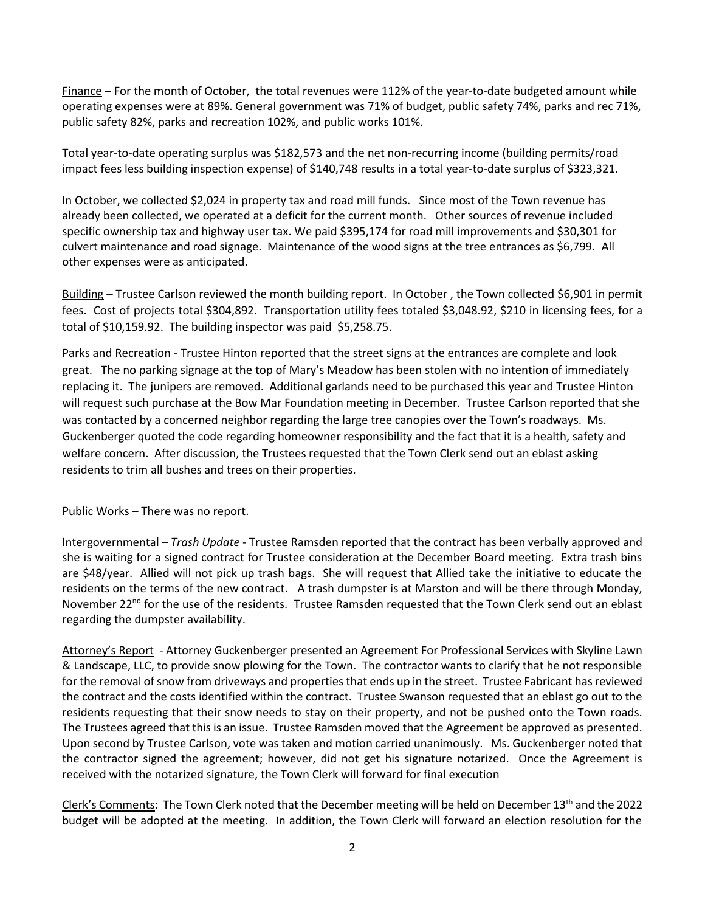Finance – For the month of October,  the total revenues were 112% of the year-to-date budgeted amount while operating expenses were at 89%. General government was 71% of budget, public safety 74%, parks and rec 71%, public safety 82%, parks and recreation 102%, and public works 101%.

Total year-to-date operating surplus was $182,573 and the net non-recurring income (building permits/road impact fees less building inspection expense) of $140,748 results in a total year-to-date surplus of $323,321.

In October, we collected $2,024 in property tax and road mill funds.  Since most of the Town revenue has already been collected, we operated at a deficit for the current month.  Other sources of revenue included specific ownership tax and highway user tax. We paid $395,174 for road mill improvements and $30,301 for culvert maintenance and road signage.  Maintenance of the wood signs at the tree entrances as $6,799.  All other expenses were as anticipated.

Building – Trustee Carlson reviewed the month building report.  In October , the Town collected $6,901 in permit fees.  Cost of projects total $304,892.  Transportation utility fees totaled $3,048.92, $210 in licensing fees, for a total of $10,159.92.  The building inspector was paid  $5,258.75.

Parks and Recreation - Trustee Hinton reported that the street signs at the entrances are complete and look great.  The no parking signage at the top of Mary's Meadow has been stolen with no intention of immediately replacing it.  The junipers are removed.  Additional garlands need to be purchased this year and Trustee Hinton will request such purchase at the Bow Mar Foundation meeting in December.  Trustee Carlson reported that she was contacted by a concerned neighbor regarding the large tree canopies over the Town's roadways.  Ms. Guckenberger quoted the code regarding homeowner responsibility and the fact that it is a health, safety and welfare concern.  After discussion, the Trustees requested that the Town Clerk send out an eblast asking residents to trim all bushes and trees on their properties.

Public Works – There was no report.

Intergovernmental – *Trash Update* - Trustee Ramsden reported that the contract has been verbally approved and she is waiting for a signed contract for Trustee consideration at the December Board meeting.  Extra trash bins are $48/year.  Allied will not pick up trash bags.  She will request that Allied take the initiative to educate the residents on the terms of the new contract.   A trash dumpster is at Marston and will be there through Monday, November 22nd for the use of the residents.  Trustee Ramsden requested that the Town Clerk send out an eblast regarding the dumpster availability.

Attorney's Report  - Attorney Guckenberger presented an Agreement For Professional Services with Skyline Lawn & Landscape, LLC, to provide snow plowing for the Town.  The contractor wants to clarify that he not responsible for the removal of snow from driveways and properties that ends up in the street.  Trustee Fabricant has reviewed the contract and the costs identified within the contract.  Trustee Swanson requested that an eblast go out to the residents requesting that their snow needs to stay on their property, and not be pushed onto the Town roads.  The Trustees agreed that this is an issue.  Trustee Ramsden moved that the Agreement be approved as presented.  Upon second by Trustee Carlson, vote was taken and motion carried unanimously.   Ms. Guckenberger noted that the contractor signed the agreement; however, did not get his signature notarized.  Once the Agreement is received with the notarized signature, the Town Clerk will forward for final execution

Clerk's Comments:  The Town Clerk noted that the December meeting will be held on December 13th and the 2022 budget will be adopted at the meeting.  In addition, the Town Clerk will forward an election resolution for the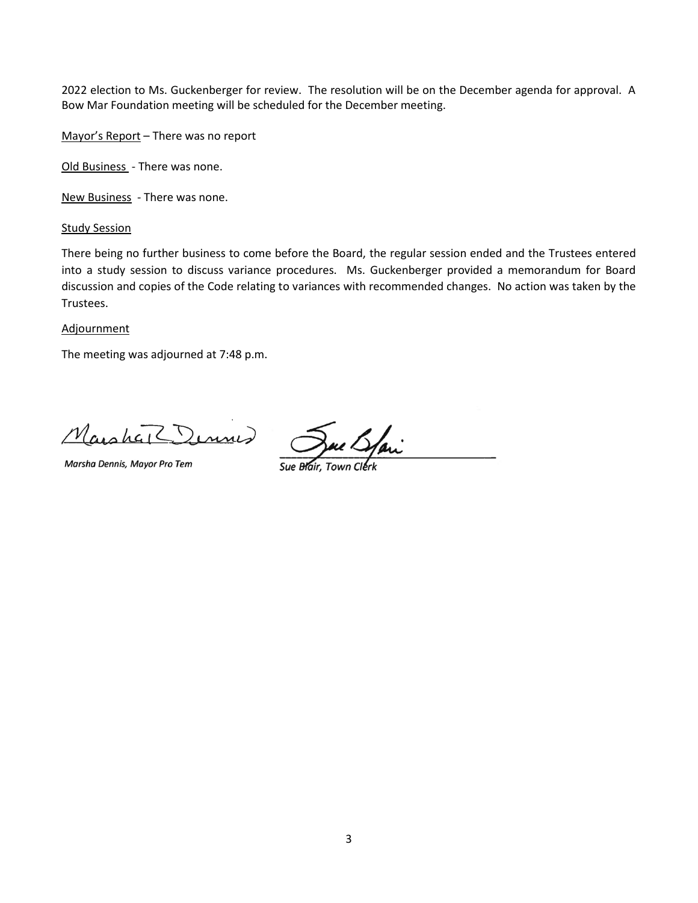2022 election to Ms. Guckenberger for review. The resolution will be on the December agenda for approval. A Bow Mar Foundation meeting will be scheduled for the December meeting.

Mayor's Report – There was no report

Old Business - There was none.

New Business - There was none.

Study Session

There being no further business to come before the Board, the regular session ended and the Trustees entered into a study session to discuss variance procedures. Ms. Guckenberger provided a memorandum for Board discussion and copies of the Code relating to variances with recommended changes. No action was taken by the Trustees.

Adjournment

The meeting was adjourned at 7:48 p.m.

*Marsha Dennis, Mayor Pro Tem*

*Sue Blair, Town Clerk*